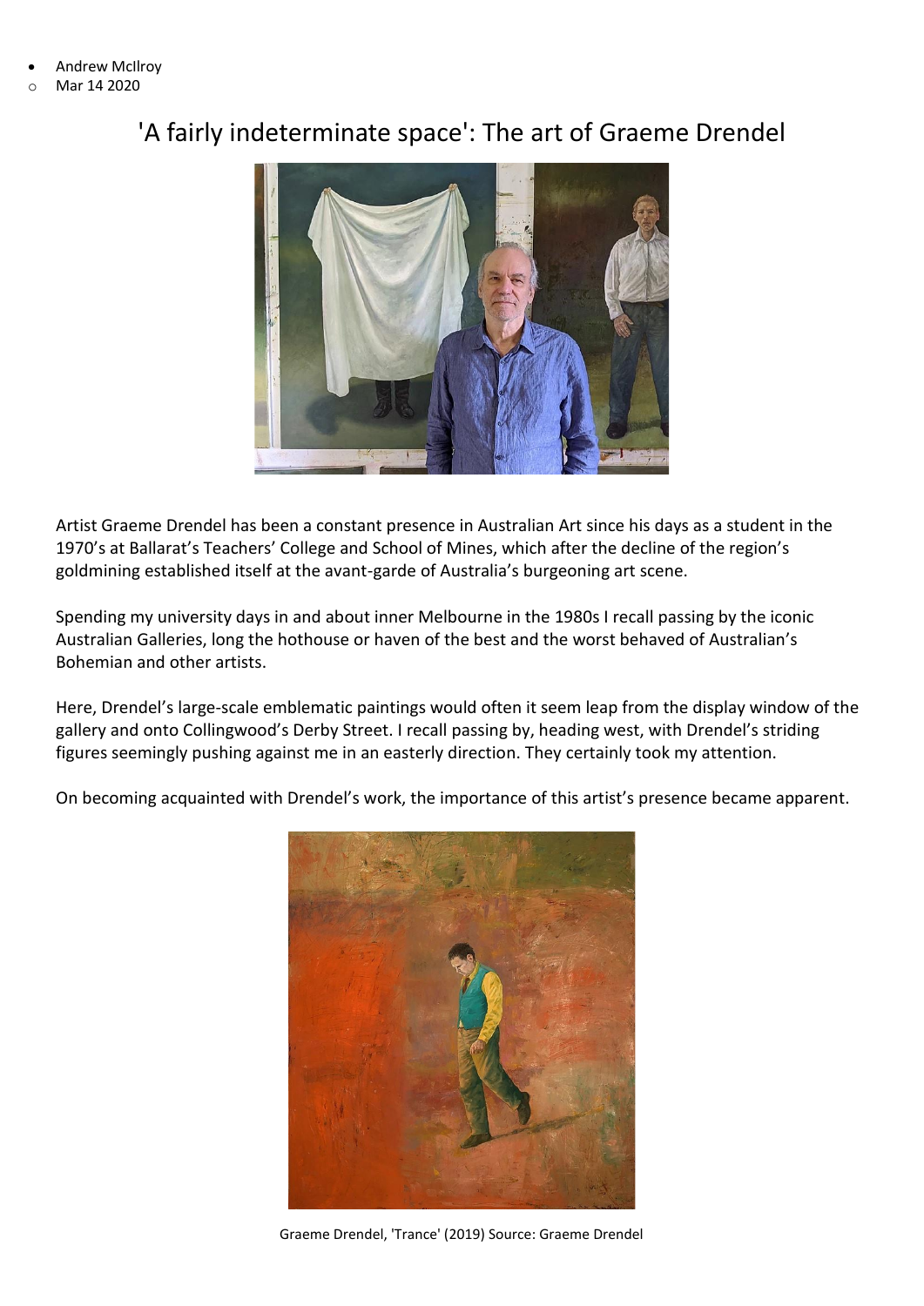- Andrew McIlroy
  - Mar 14 2020

# 'A fairly indeterminate space': The art of Graeme Drendel

Artist Graeme Drendel has been a constant presence in Australian Art since his days as a student in the 1970's at Ballarat's Teachers' College and School of Mines, which after the decline of the region's goldmining established itself at the avant-garde of Australia's burgeoning art scene.

Spending my university days in and about inner Melbourne in the 1980s I recall passing by the iconic Australian Galleries, long the hothouse or haven of the best and the worst behaved of Australian's Bohemian and other artists.

Here, Drendel's large-scale emblematic paintings would often it seem leap from the display window of the gallery and onto Collingwood's Derby Street. I recall passing by, heading west, with Drendel's striding figures seemingly pushing against me in an easterly direction. They certainly took my attention.

On becoming acquainted with Drendel's work, the importance of this artist's presence became apparent.

Graeme Drendel, 'Trance' (2019) Source: Graeme Drendel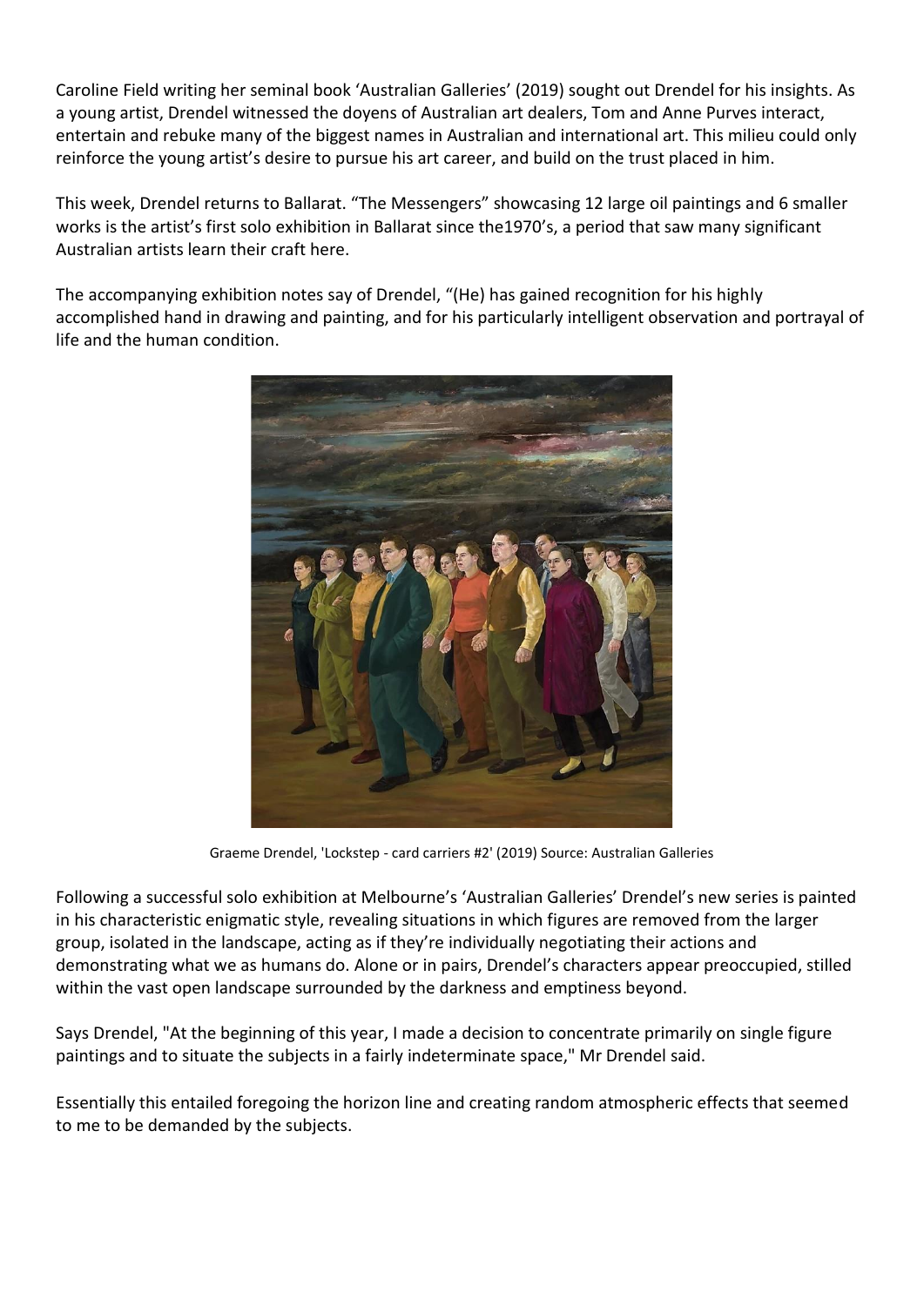Caroline Field writing her seminal book 'Australian Galleries' (2019) sought out Drendel for his insights. As a young artist, Drendel witnessed the doyens of Australian art dealers, Tom and Anne Purves interact, entertain and rebuke many of the biggest names in Australian and international art. This milieu could only reinforce the young artist's desire to pursue his art career, and build on the trust placed in him.

This week, Drendel returns to Ballarat. "The Messengers" showcasing 12 large oil paintings and 6 smaller works is the artist's first solo exhibition in Ballarat since the1970's, a period that saw many significant Australian artists learn their craft here.

The accompanying exhibition notes say of Drendel, "(He) has gained recognition for his highly accomplished hand in drawing and painting, and for his particularly intelligent observation and portrayal of life and the human condition.

Graeme Drendel, 'Lockstep - card carriers #2' (2019) Source: Australian Galleries

Following a successful solo exhibition at Melbourne's 'Australian Galleries' Drendel's new series is painted in his characteristic enigmatic style, revealing situations in which figures are removed from the larger group, isolated in the landscape, acting as if they're individually negotiating their actions and demonstrating what we as humans do. Alone or in pairs, Drendel's characters appear preoccupied, stilled within the vast open landscape surrounded by the darkness and emptiness beyond.

Says Drendel, "At the beginning of this year, I made a decision to concentrate primarily on single figure paintings and to situate the subjects in a fairly indeterminate space," Mr Drendel said.

Essentially this entailed foregoing the horizon line and creating random atmospheric effects that seemed to me to be demanded by the subjects.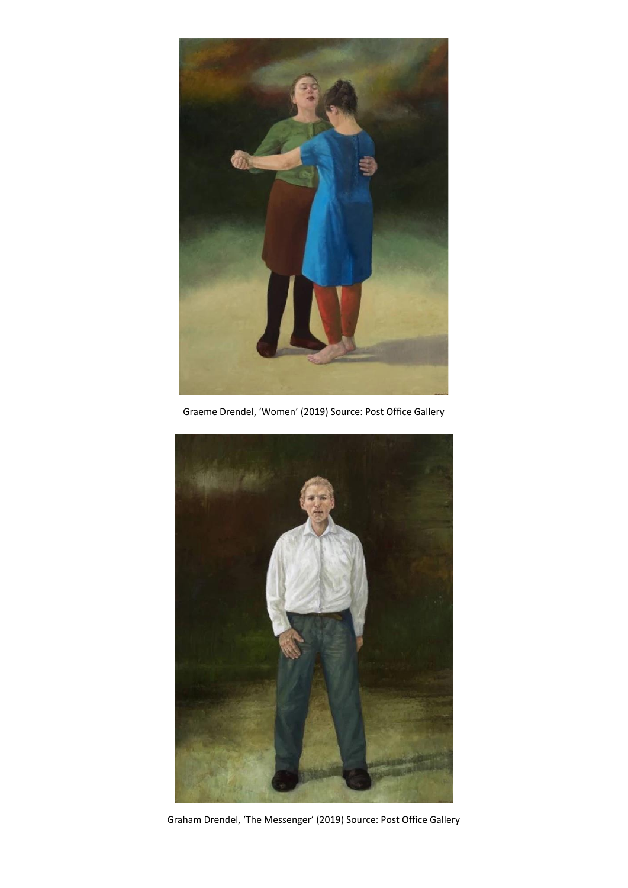Graeme Drendel, 'Women' (2019) Source: Post Office Gallery

Graham Drendel, 'The Messenger' (2019) Source: Post Office Gallery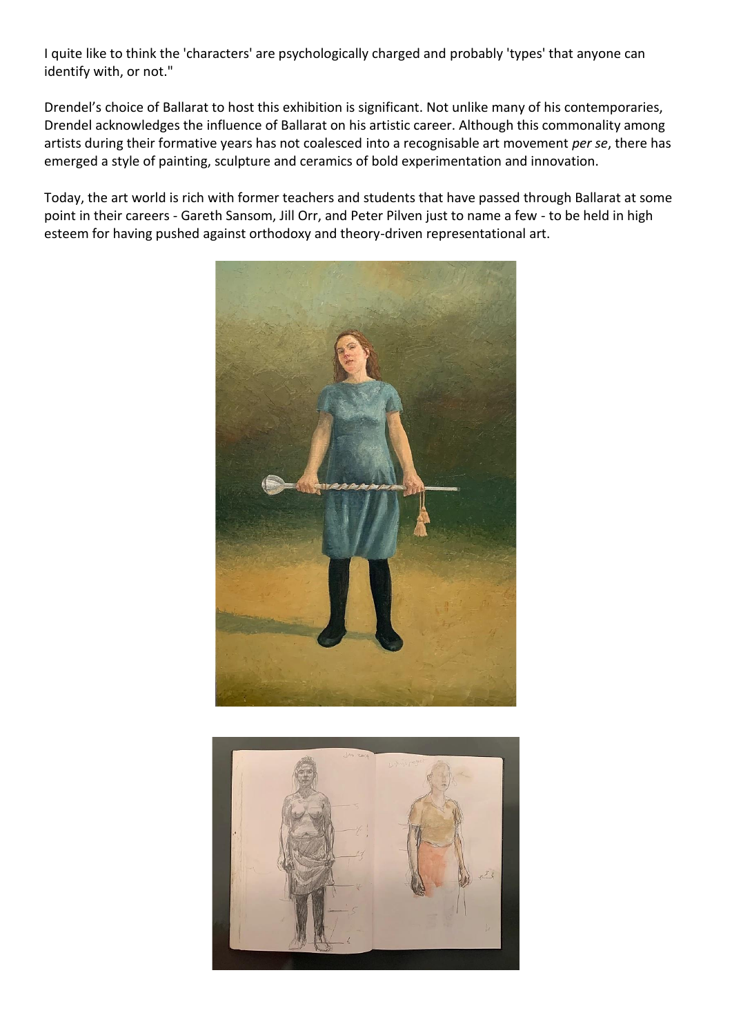I quite like to think the 'characters' are psychologically charged and probably 'types' that anyone can identify with, or not."

Drendel's choice of Ballarat to host this exhibition is significant. Not unlike many of his contemporaries, Drendel acknowledges the influence of Ballarat on his artistic career. Although this commonality among artists during their formative years has not coalesced into a recognisable art movement *per se*, there has emerged a style of painting, sculpture and ceramics of bold experimentation and innovation.

Today, the art world is rich with former teachers and students that have passed through Ballarat at some point in their careers - Gareth Sansom, Jill Orr, and Peter Pilven just to name a few - to be held in high esteem for having pushed against orthodoxy and theory-driven representational art.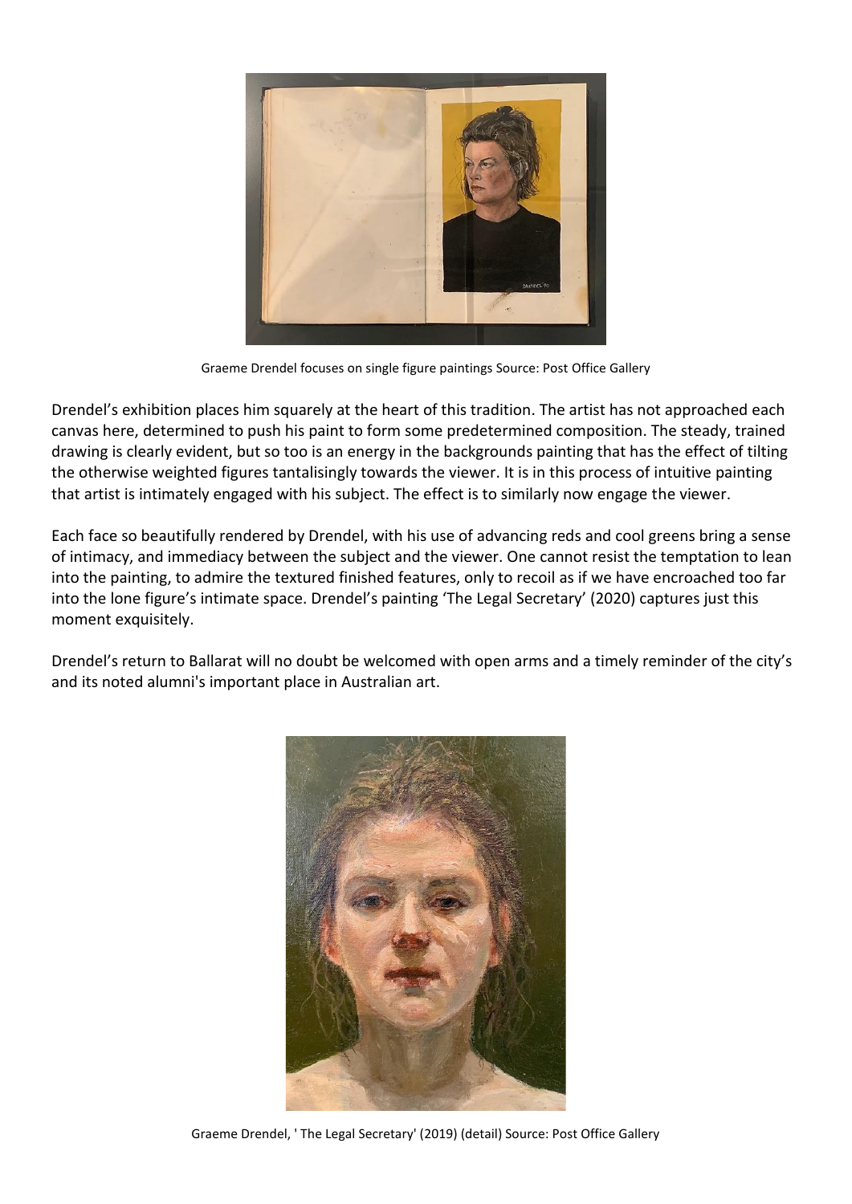Graeme Drendel focuses on single figure paintings Source: Post Office Gallery

Drendel's exhibition places him squarely at the heart of this tradition. The artist has not approached each canvas here, determined to push his paint to form some predetermined composition. The steady, trained drawing is clearly evident, but so too is an energy in the backgrounds painting that has the effect of tilting the otherwise weighted figures tantalisingly towards the viewer. It is in this process of intuitive painting that artist is intimately engaged with his subject. The effect is to similarly now engage the viewer.

Each face so beautifully rendered by Drendel, with his use of advancing reds and cool greens bring a sense of intimacy, and immediacy between the subject and the viewer. One cannot resist the temptation to lean into the painting, to admire the textured finished features, only to recoil as if we have encroached too far into the lone figure's intimate space. Drendel's painting 'The Legal Secretary' (2020) captures just this moment exquisitely.

Drendel's return to Ballarat will no doubt be welcomed with open arms and a timely reminder of the city's and its noted alumni's important place in Australian art.

Graeme Drendel, ' The Legal Secretary' (2019) (detail) Source: Post Office Gallery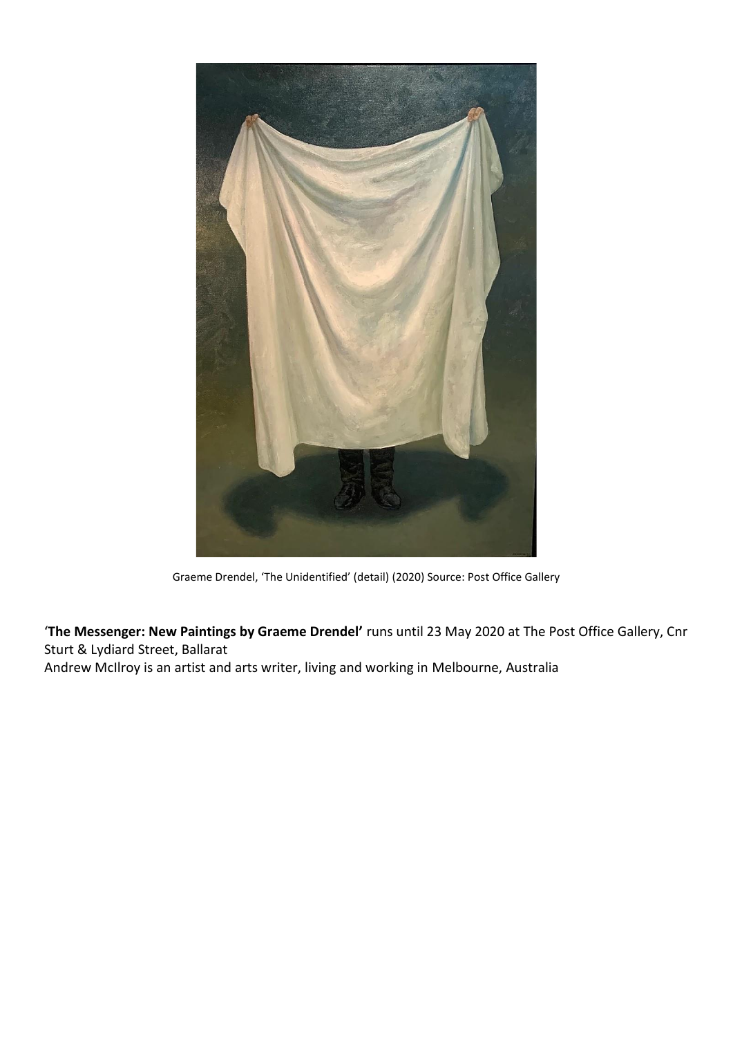Graeme Drendel, 'The Unidentified' (detail) (2020) Source: Post Office Gallery

'**The Messenger: New Paintings by Graeme Drendel'** runs until 23 May 2020 at The Post Office Gallery, Cnr Sturt & Lydiard Street, Ballarat

Andrew McIlroy is an artist and arts writer, living and working in Melbourne, Australia